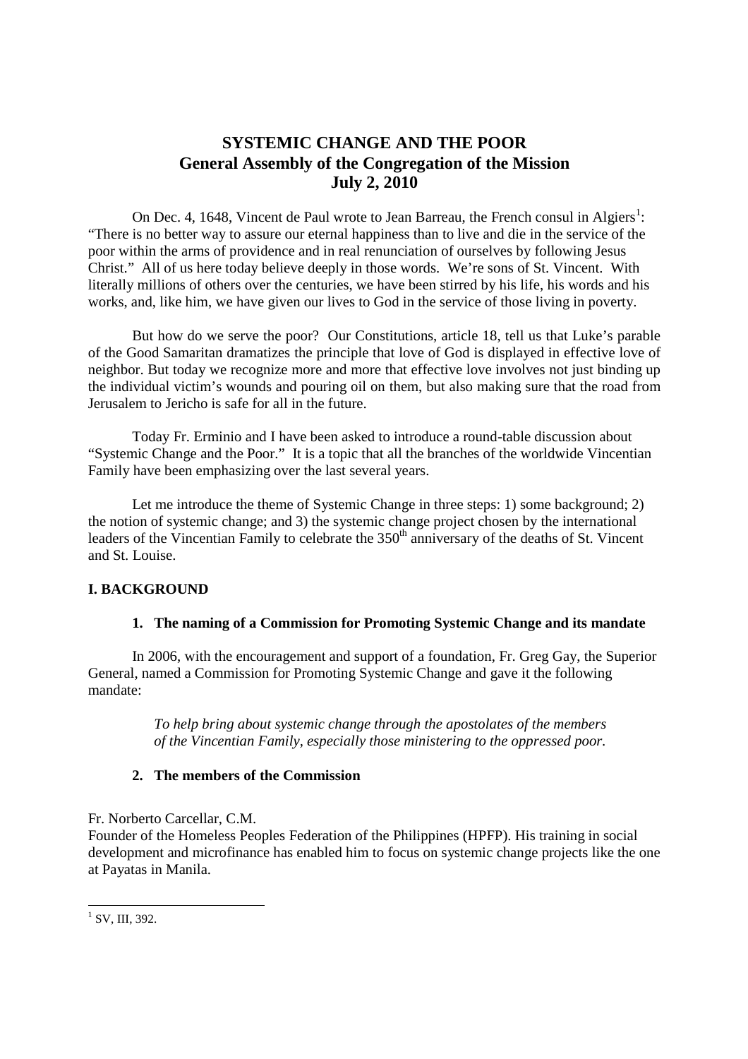# SYSTEMIC CHANGE AND THE POOR
## General Assembly of the Congregation of the Mission
## July 2, 2010

On Dec. 4, 1648, Vincent de Paul wrote to Jean Barreau, the French consul in Algiers[1]: "There is no better way to assure our eternal happiness than to live and die in the service of the poor within the arms of providence and in real renunciation of ourselves by following Jesus Christ." All of us here today believe deeply in those words. We're sons of St. Vincent. With literally millions of others over the centuries, we have been stirred by his life, his words and his works, and, like him, we have given our lives to God in the service of those living in poverty.

But how do we serve the poor? Our Constitutions, article 18, tell us that Luke's parable of the Good Samaritan dramatizes the principle that love of God is displayed in effective love of neighbor. But today we recognize more and more that effective love involves not just binding up the individual victim's wounds and pouring oil on them, but also making sure that the road from Jerusalem to Jericho is safe for all in the future.

Today Fr. Erminio and I have been asked to introduce a round-table discussion about "Systemic Change and the Poor." It is a topic that all the branches of the worldwide Vincentian Family have been emphasizing over the last several years.

Let me introduce the theme of Systemic Change in three steps: 1) some background; 2) the notion of systemic change; and 3) the systemic change project chosen by the international leaders of the Vincentian Family to celebrate the 350th anniversary of the deaths of St. Vincent and St. Louise.

### I. BACKGROUND

#### 1. The naming of a Commission for Promoting Systemic Change and its mandate

In 2006, with the encouragement and support of a foundation, Fr. Greg Gay, the Superior General, named a Commission for Promoting Systemic Change and gave it the following mandate:

> *To help bring about systemic change through the apostolates of the members of the Vincentian Family, especially those ministering to the oppressed poor.*

#### 2. The members of the Commission

Fr. Norberto Carcellar, C.M.
Founder of the Homeless Peoples Federation of the Philippines (HPFP). His training in social development and microfinance has enabled him to focus on systemic change projects like the one at Payatas in Manila.

---

[1] SV, III, 392.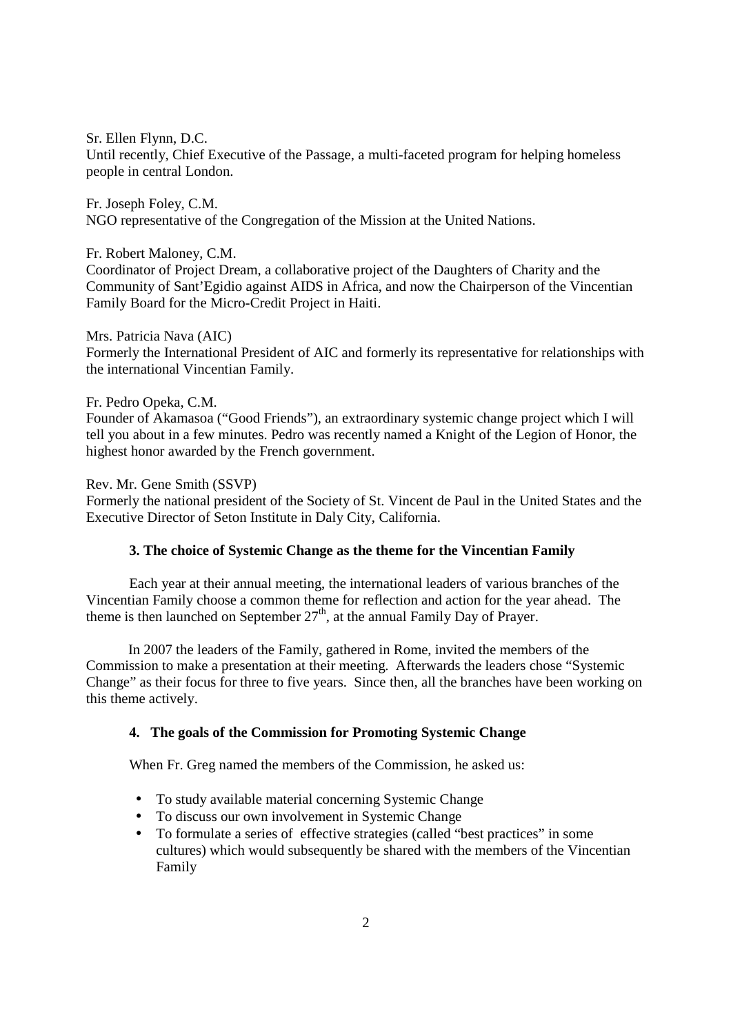Sr. Ellen Flynn, D.C.
Until recently, Chief Executive of the Passage, a multi-faceted program for helping homeless people in central London.

Fr. Joseph Foley, C.M.
NGO representative of the Congregation of the Mission at the United Nations.

Fr. Robert Maloney, C.M.
Coordinator of Project Dream, a collaborative project of the Daughters of Charity and the Community of Sant'Egidio against AIDS in Africa, and now the Chairperson of the Vincentian Family Board for the Micro-Credit Project in Haiti.

Mrs. Patricia Nava (AIC)
Formerly the International President of AIC and formerly its representative for relationships with the international Vincentian Family.

Fr. Pedro Opeka, C.M.
Founder of Akamasoa ("Good Friends"), an extraordinary systemic change project which I will tell you about in a few minutes. Pedro was recently named a Knight of the Legion of Honor, the highest honor awarded by the French government.

Rev. Mr. Gene Smith (SSVP)
Formerly the national president of the Society of St. Vincent de Paul in the United States and the Executive Director of Seton Institute in Daly City, California.

### 3. The choice of Systemic Change as the theme for the Vincentian Family

Each year at their annual meeting, the international leaders of various branches of the Vincentian Family choose a common theme for reflection and action for the year ahead. The theme is then launched on September 27th, at the annual Family Day of Prayer.

In 2007 the leaders of the Family, gathered in Rome, invited the members of the Commission to make a presentation at their meeting. Afterwards the leaders chose "Systemic Change" as their focus for three to five years. Since then, all the branches have been working on this theme actively.

### 4. The goals of the Commission for Promoting Systemic Change

When Fr. Greg named the members of the Commission, he asked us:

- To study available material concerning Systemic Change
- To discuss our own involvement in Systemic Change
- To formulate a series of effective strategies (called "best practices" in some cultures) which would subsequently be shared with the members of the Vincentian Family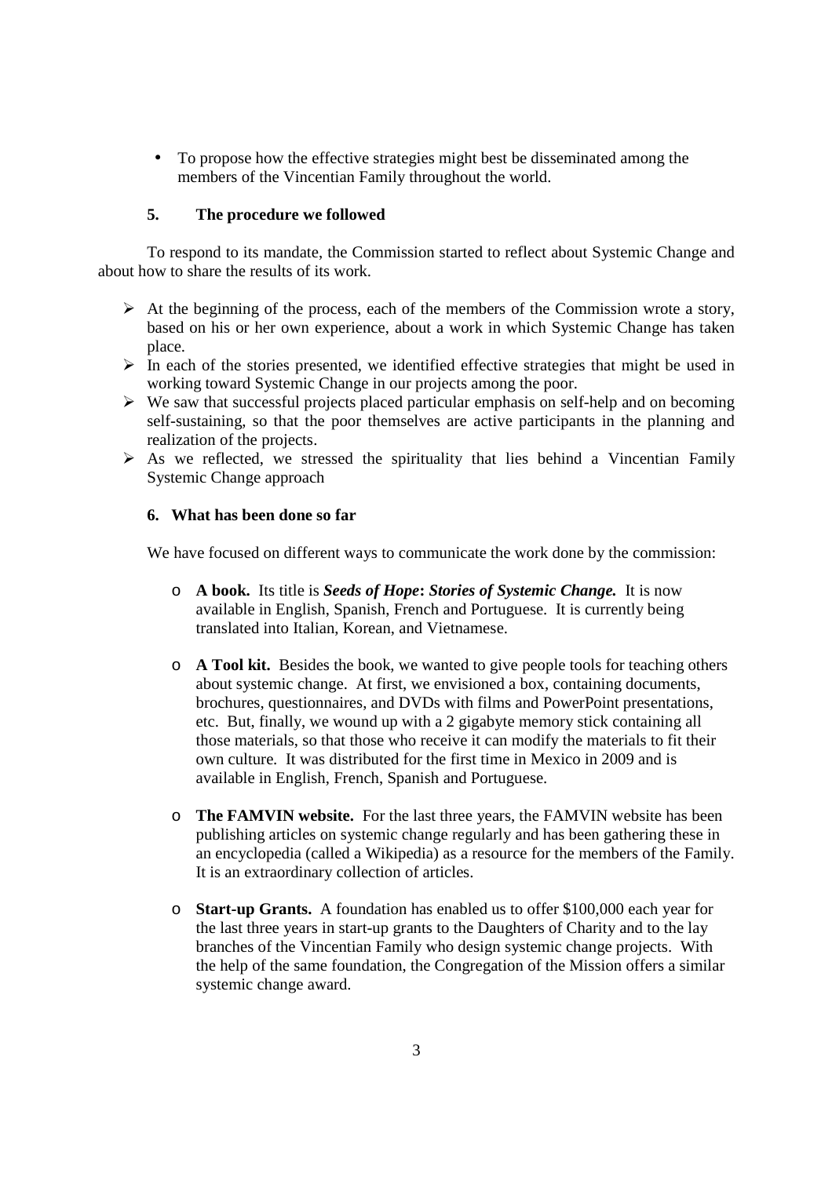- To propose how the effective strategies might best be disseminated among the members of the Vincentian Family throughout the world.

### 5. The procedure we followed

To respond to its mandate, the Commission started to reflect about Systemic Change and about how to share the results of its work.

- At the beginning of the process, each of the members of the Commission wrote a story, based on his or her own experience, about a work in which Systemic Change has taken place.
- In each of the stories presented, we identified effective strategies that might be used in working toward Systemic Change in our projects among the poor.
- We saw that successful projects placed particular emphasis on self-help and on becoming self-sustaining, so that the poor themselves are active participants in the planning and realization of the projects.
- As we reflected, we stressed the spirituality that lies behind a Vincentian Family Systemic Change approach

### 6. What has been done so far

We have focused on different ways to communicate the work done by the commission:

- **A book.** Its title is ***Seeds of Hope*****:** ***Stories of Systemic Change.*** It is now available in English, Spanish, French and Portuguese. It is currently being translated into Italian, Korean, and Vietnamese.

- **A Tool kit.** Besides the book, we wanted to give people tools for teaching others about systemic change. At first, we envisioned a box, containing documents, brochures, questionnaires, and DVDs with films and PowerPoint presentations, etc. But, finally, we wound up with a 2 gigabyte memory stick containing all those materials, so that those who receive it can modify the materials to fit their own culture. It was distributed for the first time in Mexico in 2009 and is available in English, French, Spanish and Portuguese.

- **The FAMVIN website.** For the last three years, the FAMVIN website has been publishing articles on systemic change regularly and has been gathering these in an encyclopedia (called a Wikipedia) as a resource for the members of the Family. It is an extraordinary collection of articles.

- **Start-up Grants.** A foundation has enabled us to offer $100,000 each year for the last three years in start-up grants to the Daughters of Charity and to the lay branches of the Vincentian Family who design systemic change projects. With the help of the same foundation, the Congregation of the Mission offers a similar systemic change award.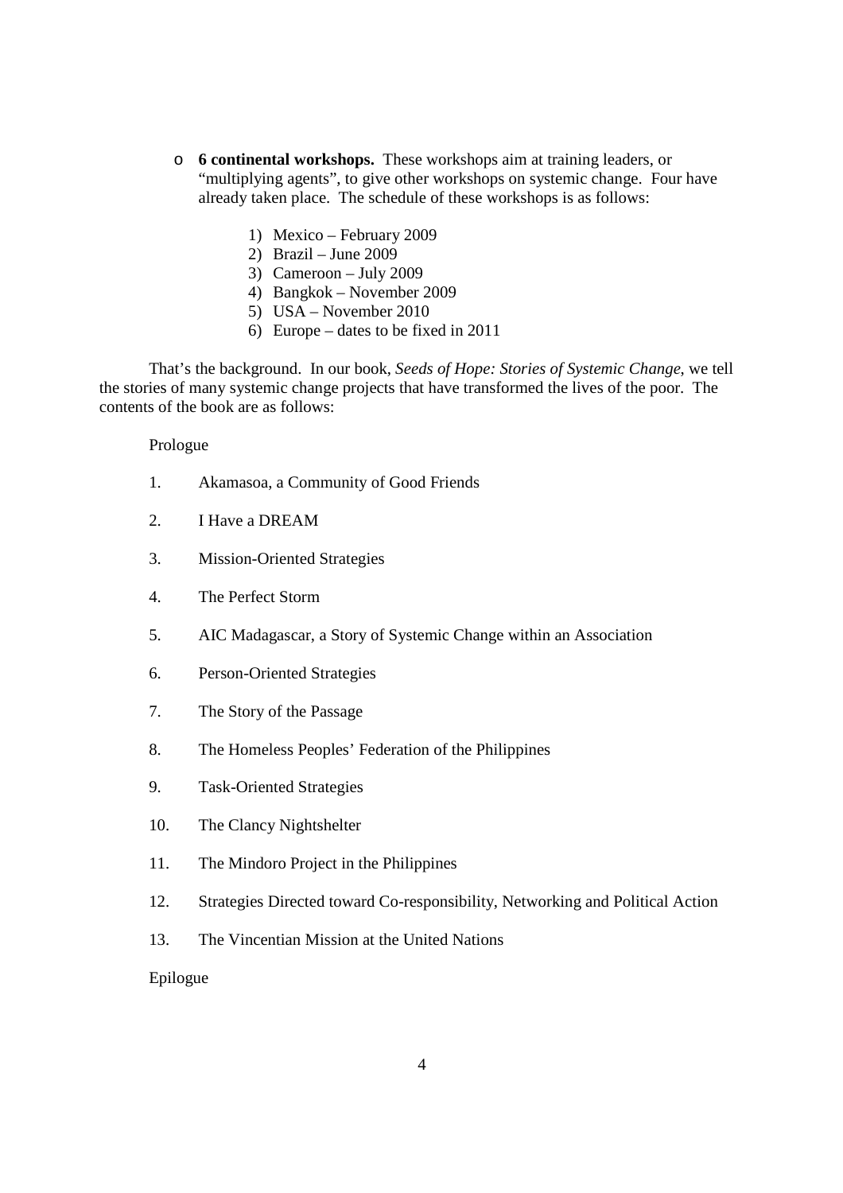- **6 continental workshops.** These workshops aim at training leaders, or "multiplying agents", to give other workshops on systemic change. Four have already taken place. The schedule of these workshops is as follows:

    1) Mexico – February 2009
    2) Brazil – June 2009
    3) Cameroon – July 2009
    4) Bangkok – November 2009
    5) USA – November 2010
    6) Europe – dates to be fixed in 2011

That's the background. In our book, *Seeds of Hope: Stories of Systemic Change*, we tell the stories of many systemic change projects that have transformed the lives of the poor. The contents of the book are as follows:

Prologue

1. Akamasoa, a Community of Good Friends
2. I Have a DREAM
3. Mission-Oriented Strategies
4. The Perfect Storm
5. AIC Madagascar, a Story of Systemic Change within an Association
6. Person-Oriented Strategies
7. The Story of the Passage
8. The Homeless Peoples' Federation of the Philippines
9. Task-Oriented Strategies
10. The Clancy Nightshelter
11. The Mindoro Project in the Philippines
12. Strategies Directed toward Co-responsibility, Networking and Political Action
13. The Vincentian Mission at the United Nations

Epilogue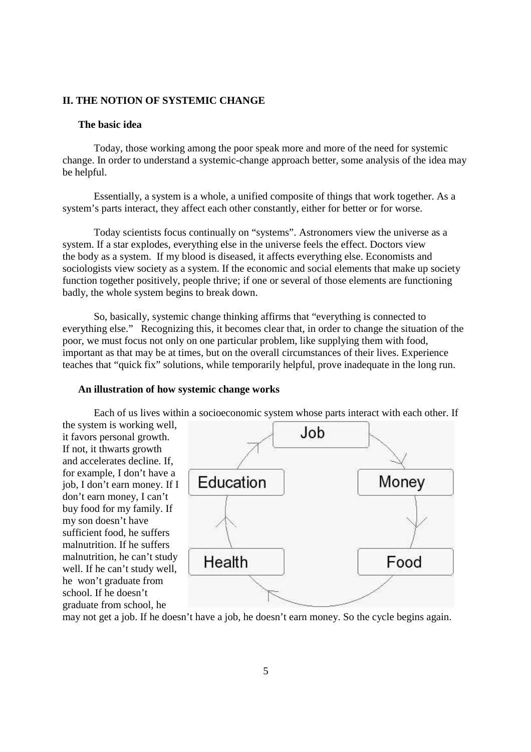## II. THE NOTION OF SYSTEMIC CHANGE

### The basic idea

Today, those working among the poor speak more and more of the need for systemic change. In order to understand a systemic-change approach better, some analysis of the idea may be helpful.

Essentially, a system is a whole, a unified composite of things that work together. As a system's parts interact, they affect each other constantly, either for better or for worse.

Today scientists focus continually on "systems". Astronomers view the universe as a system. If a star explodes, everything else in the universe feels the effect. Doctors view the body as a system. If my blood is diseased, it affects everything else. Economists and sociologists view society as a system. If the economic and social elements that make up society function together positively, people thrive; if one or several of those elements are functioning badly, the whole system begins to break down.

So, basically, systemic change thinking affirms that "everything is connected to everything else." Recognizing this, it becomes clear that, in order to change the situation of the poor, we must focus not only on one particular problem, like supplying them with food, important as that may be at times, but on the overall circumstances of their lives. Experience teaches that "quick fix" solutions, while temporarily helpful, prove inadequate in the long run.

### An illustration of how systemic change works

Each of us lives within a socioeconomic system whose parts interact with each other. If the system is working well, it favors personal growth. If not, it thwarts growth and accelerates decline. If, for example, I don't have a job, I don't earn money. If I don't earn money, I can't buy food for my family. If my son doesn't have sufficient food, he suffers malnutrition. If he suffers malnutrition, he can't study well. If he can't study well, he won't graduate from school. If he doesn't graduate from school, he may not get a job. If he doesn't have a job, he doesn't earn money. So the cycle begins again.

Job → Money → Food → Health → Education → Job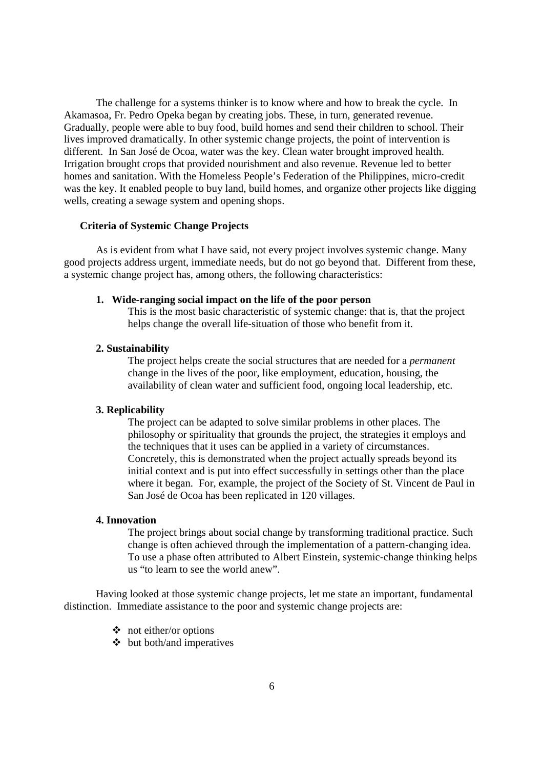The challenge for a systems thinker is to know where and how to break the cycle. In Akamasoa, Fr. Pedro Opeka began by creating jobs. These, in turn, generated revenue. Gradually, people were able to buy food, build homes and send their children to school. Their lives improved dramatically. In other systemic change projects, the point of intervention is different. In San José de Ocoa, water was the key. Clean water brought improved health. Irrigation brought crops that provided nourishment and also revenue. Revenue led to better homes and sanitation. With the Homeless People's Federation of the Philippines, micro-credit was the key. It enabled people to buy land, build homes, and organize other projects like digging wells, creating a sewage system and opening shops.

### Criteria of Systemic Change Projects

As is evident from what I have said, not every project involves systemic change. Many good projects address urgent, immediate needs, but do not go beyond that. Different from these, a systemic change project has, among others, the following characteristics:

1. **Wide-ranging social impact on the life of the poor person**

   This is the most basic characteristic of systemic change: that is, that the project helps change the overall life-situation of those who benefit from it.

2. **Sustainability**

   The project helps create the social structures that are needed for a *permanent* change in the lives of the poor, like employment, education, housing, the availability of clean water and sufficient food, ongoing local leadership, etc.

3. **Replicability**

   The project can be adapted to solve similar problems in other places. The philosophy or spirituality that grounds the project, the strategies it employs and the techniques that it uses can be applied in a variety of circumstances. Concretely, this is demonstrated when the project actually spreads beyond its initial context and is put into effect successfully in settings other than the place where it began. For, example, the project of the Society of St. Vincent de Paul in San José de Ocoa has been replicated in 120 villages.

4. **Innovation**

   The project brings about social change by transforming traditional practice. Such change is often achieved through the implementation of a pattern-changing idea. To use a phase often attributed to Albert Einstein, systemic-change thinking helps us "to learn to see the world anew".

Having looked at those systemic change projects, let me state an important, fundamental distinction. Immediate assistance to the poor and systemic change projects are:

- not either/or options
- but both/and imperatives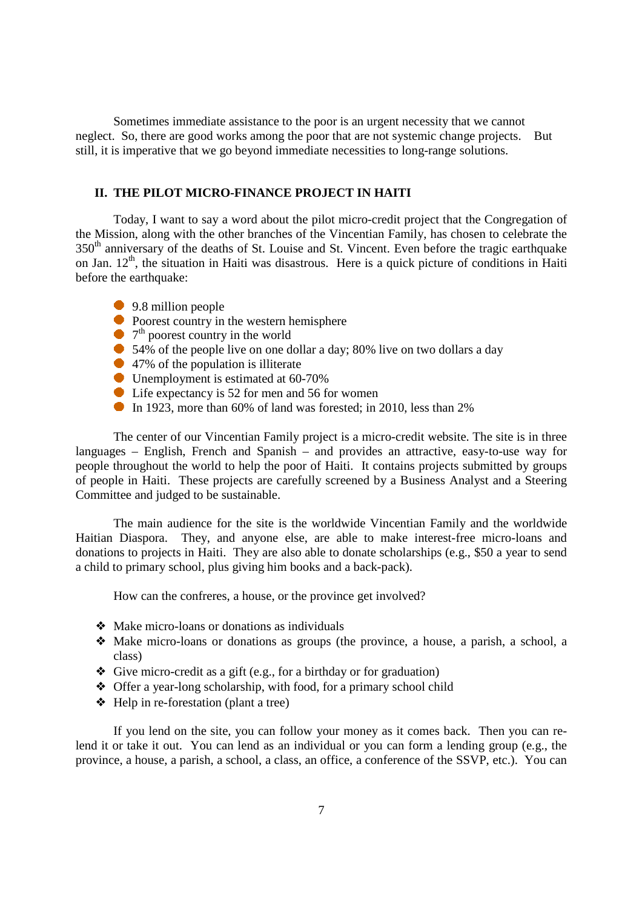Sometimes immediate assistance to the poor is an urgent necessity that we cannot neglect. So, there are good works among the poor that are not systemic change projects. But still, it is imperative that we go beyond immediate necessities to long-range solutions.

## II. THE PILOT MICRO-FINANCE PROJECT IN HAITI

Today, I want to say a word about the pilot micro-credit project that the Congregation of the Mission, along with the other branches of the Vincentian Family, has chosen to celebrate the 350th anniversary of the deaths of St. Louise and St. Vincent. Even before the tragic earthquake on Jan. 12th, the situation in Haiti was disastrous. Here is a quick picture of conditions in Haiti before the earthquake:

- 9.8 million people
- Poorest country in the western hemisphere
- 7th poorest country in the world
- 54% of the people live on one dollar a day; 80% live on two dollars a day
- 47% of the population is illiterate
- Unemployment is estimated at 60-70%
- Life expectancy is 52 for men and 56 for women
- In 1923, more than 60% of land was forested; in 2010, less than 2%

The center of our Vincentian Family project is a micro-credit website. The site is in three languages – English, French and Spanish – and provides an attractive, easy-to-use way for people throughout the world to help the poor of Haiti. It contains projects submitted by groups of people in Haiti. These projects are carefully screened by a Business Analyst and a Steering Committee and judged to be sustainable.

The main audience for the site is the worldwide Vincentian Family and the worldwide Haitian Diaspora. They, and anyone else, are able to make interest-free micro-loans and donations to projects in Haiti. They are also able to donate scholarships (e.g., $50 a year to send a child to primary school, plus giving him books and a back-pack).

How can the confreres, a house, or the province get involved?

- Make micro-loans or donations as individuals
- Make micro-loans or donations as groups (the province, a house, a parish, a school, a class)
- Give micro-credit as a gift (e.g., for a birthday or for graduation)
- Offer a year-long scholarship, with food, for a primary school child
- Help in re-forestation (plant a tree)

If you lend on the site, you can follow your money as it comes back. Then you can re-lend it or take it out. You can lend as an individual or you can form a lending group (e.g., the province, a house, a parish, a school, a class, an office, a conference of the SSVP, etc.). You can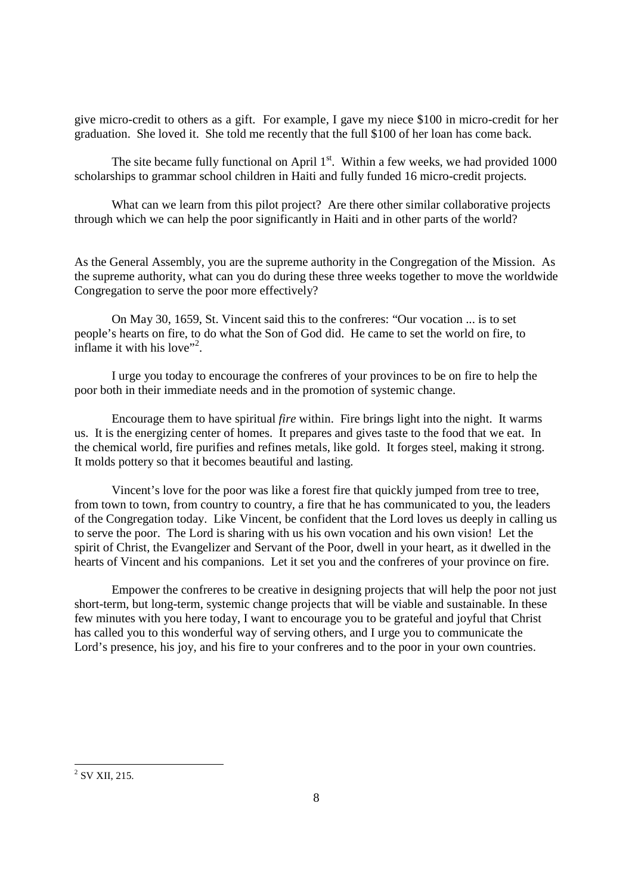give micro-credit to others as a gift. For example, I gave my niece \$100 in micro-credit for her graduation. She loved it. She told me recently that the full \$100 of her loan has come back.

The site became fully functional on April 1st. Within a few weeks, we had provided 1000 scholarships to grammar school children in Haiti and fully funded 16 micro-credit projects.

What can we learn from this pilot project? Are there other similar collaborative projects through which we can help the poor significantly in Haiti and in other parts of the world?

As the General Assembly, you are the supreme authority in the Congregation of the Mission. As the supreme authority, what can you do during these three weeks together to move the worldwide Congregation to serve the poor more effectively?

On May 30, 1659, St. Vincent said this to the confreres: "Our vocation ... is to set people's hearts on fire, to do what the Son of God did. He came to set the world on fire, to inflame it with his love"[2].

I urge you today to encourage the confreres of your provinces to be on fire to help the poor both in their immediate needs and in the promotion of systemic change.

Encourage them to have spiritual *fire* within. Fire brings light into the night. It warms us. It is the energizing center of homes. It prepares and gives taste to the food that we eat. In the chemical world, fire purifies and refines metals, like gold. It forges steel, making it strong. It molds pottery so that it becomes beautiful and lasting.

Vincent's love for the poor was like a forest fire that quickly jumped from tree to tree, from town to town, from country to country, a fire that he has communicated to you, the leaders of the Congregation today. Like Vincent, be confident that the Lord loves us deeply in calling us to serve the poor. The Lord is sharing with us his own vocation and his own vision! Let the spirit of Christ, the Evangelizer and Servant of the Poor, dwell in your heart, as it dwelled in the hearts of Vincent and his companions. Let it set you and the confreres of your province on fire.

Empower the confreres to be creative in designing projects that will help the poor not just short-term, but long-term, systemic change projects that will be viable and sustainable. In these few minutes with you here today, I want to encourage you to be grateful and joyful that Christ has called you to this wonderful way of serving others, and I urge you to communicate the Lord's presence, his joy, and his fire to your confreres and to the poor in your own countries.

---

[2] SV XII, 215.